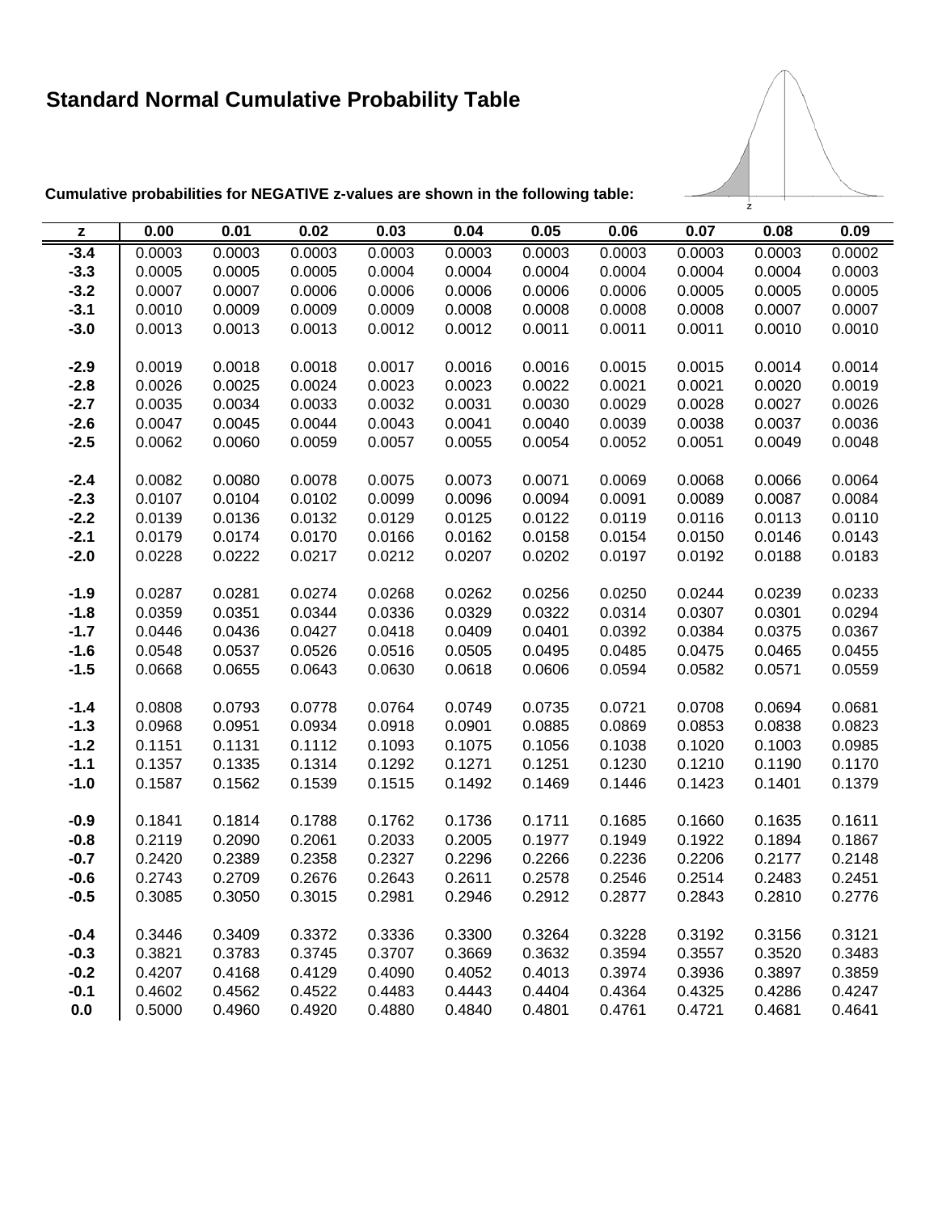# Standard Normal Cumulative Probability Table

**Cumulative probabilities for NEGATIVE z-values are shown in the following table:**

| z | 0.00 | 0.01 | 0.02 | 0.03 | 0.04 | 0.05 | 0.06 | 0.07 | 0.08 | 0.09 |
|---|---|---|---|---|---|---|---|---|---|---|
| -3.4 | 0.0003 | 0.0003 | 0.0003 | 0.0003 | 0.0003 | 0.0003 | 0.0003 | 0.0003 | 0.0003 | 0.0002 |
| -3.3 | 0.0005 | 0.0005 | 0.0005 | 0.0004 | 0.0004 | 0.0004 | 0.0004 | 0.0004 | 0.0004 | 0.0003 |
| -3.2 | 0.0007 | 0.0007 | 0.0006 | 0.0006 | 0.0006 | 0.0006 | 0.0006 | 0.0005 | 0.0005 | 0.0005 |
| -3.1 | 0.0010 | 0.0009 | 0.0009 | 0.0009 | 0.0008 | 0.0008 | 0.0008 | 0.0008 | 0.0007 | 0.0007 |
| -3.0 | 0.0013 | 0.0013 | 0.0013 | 0.0012 | 0.0012 | 0.0011 | 0.0011 | 0.0011 | 0.0010 | 0.0010 |
| -2.9 | 0.0019 | 0.0018 | 0.0018 | 0.0017 | 0.0016 | 0.0016 | 0.0015 | 0.0015 | 0.0014 | 0.0014 |
| -2.8 | 0.0026 | 0.0025 | 0.0024 | 0.0023 | 0.0023 | 0.0022 | 0.0021 | 0.0021 | 0.0020 | 0.0019 |
| -2.7 | 0.0035 | 0.0034 | 0.0033 | 0.0032 | 0.0031 | 0.0030 | 0.0029 | 0.0028 | 0.0027 | 0.0026 |
| -2.6 | 0.0047 | 0.0045 | 0.0044 | 0.0043 | 0.0041 | 0.0040 | 0.0039 | 0.0038 | 0.0037 | 0.0036 |
| -2.5 | 0.0062 | 0.0060 | 0.0059 | 0.0057 | 0.0055 | 0.0054 | 0.0052 | 0.0051 | 0.0049 | 0.0048 |
| -2.4 | 0.0082 | 0.0080 | 0.0078 | 0.0075 | 0.0073 | 0.0071 | 0.0069 | 0.0068 | 0.0066 | 0.0064 |
| -2.3 | 0.0107 | 0.0104 | 0.0102 | 0.0099 | 0.0096 | 0.0094 | 0.0091 | 0.0089 | 0.0087 | 0.0084 |
| -2.2 | 0.0139 | 0.0136 | 0.0132 | 0.0129 | 0.0125 | 0.0122 | 0.0119 | 0.0116 | 0.0113 | 0.0110 |
| -2.1 | 0.0179 | 0.0174 | 0.0170 | 0.0166 | 0.0162 | 0.0158 | 0.0154 | 0.0150 | 0.0146 | 0.0143 |
| -2.0 | 0.0228 | 0.0222 | 0.0217 | 0.0212 | 0.0207 | 0.0202 | 0.0197 | 0.0192 | 0.0188 | 0.0183 |
| -1.9 | 0.0287 | 0.0281 | 0.0274 | 0.0268 | 0.0262 | 0.0256 | 0.0250 | 0.0244 | 0.0239 | 0.0233 |
| -1.8 | 0.0359 | 0.0351 | 0.0344 | 0.0336 | 0.0329 | 0.0322 | 0.0314 | 0.0307 | 0.0301 | 0.0294 |
| -1.7 | 0.0446 | 0.0436 | 0.0427 | 0.0418 | 0.0409 | 0.0401 | 0.0392 | 0.0384 | 0.0375 | 0.0367 |
| -1.6 | 0.0548 | 0.0537 | 0.0526 | 0.0516 | 0.0505 | 0.0495 | 0.0485 | 0.0475 | 0.0465 | 0.0455 |
| -1.5 | 0.0668 | 0.0655 | 0.0643 | 0.0630 | 0.0618 | 0.0606 | 0.0594 | 0.0582 | 0.0571 | 0.0559 |
| -1.4 | 0.0808 | 0.0793 | 0.0778 | 0.0764 | 0.0749 | 0.0735 | 0.0721 | 0.0708 | 0.0694 | 0.0681 |
| -1.3 | 0.0968 | 0.0951 | 0.0934 | 0.0918 | 0.0901 | 0.0885 | 0.0869 | 0.0853 | 0.0838 | 0.0823 |
| -1.2 | 0.1151 | 0.1131 | 0.1112 | 0.1093 | 0.1075 | 0.1056 | 0.1038 | 0.1020 | 0.1003 | 0.0985 |
| -1.1 | 0.1357 | 0.1335 | 0.1314 | 0.1292 | 0.1271 | 0.1251 | 0.1230 | 0.1210 | 0.1190 | 0.1170 |
| -1.0 | 0.1587 | 0.1562 | 0.1539 | 0.1515 | 0.1492 | 0.1469 | 0.1446 | 0.1423 | 0.1401 | 0.1379 |
| -0.9 | 0.1841 | 0.1814 | 0.1788 | 0.1762 | 0.1736 | 0.1711 | 0.1685 | 0.1660 | 0.1635 | 0.1611 |
| -0.8 | 0.2119 | 0.2090 | 0.2061 | 0.2033 | 0.2005 | 0.1977 | 0.1949 | 0.1922 | 0.1894 | 0.1867 |
| -0.7 | 0.2420 | 0.2389 | 0.2358 | 0.2327 | 0.2296 | 0.2266 | 0.2236 | 0.2206 | 0.2177 | 0.2148 |
| -0.6 | 0.2743 | 0.2709 | 0.2676 | 0.2643 | 0.2611 | 0.2578 | 0.2546 | 0.2514 | 0.2483 | 0.2451 |
| -0.5 | 0.3085 | 0.3050 | 0.3015 | 0.2981 | 0.2946 | 0.2912 | 0.2877 | 0.2843 | 0.2810 | 0.2776 |
| -0.4 | 0.3446 | 0.3409 | 0.3372 | 0.3336 | 0.3300 | 0.3264 | 0.3228 | 0.3192 | 0.3156 | 0.3121 |
| -0.3 | 0.3821 | 0.3783 | 0.3745 | 0.3707 | 0.3669 | 0.3632 | 0.3594 | 0.3557 | 0.3520 | 0.3483 |
| -0.2 | 0.4207 | 0.4168 | 0.4129 | 0.4090 | 0.4052 | 0.4013 | 0.3974 | 0.3936 | 0.3897 | 0.3859 |
| -0.1 | 0.4602 | 0.4562 | 0.4522 | 0.4483 | 0.4443 | 0.4404 | 0.4364 | 0.4325 | 0.4286 | 0.4247 |
| 0.0 | 0.5000 | 0.4960 | 0.4920 | 0.4880 | 0.4840 | 0.4801 | 0.4761 | 0.4721 | 0.4681 | 0.4641 |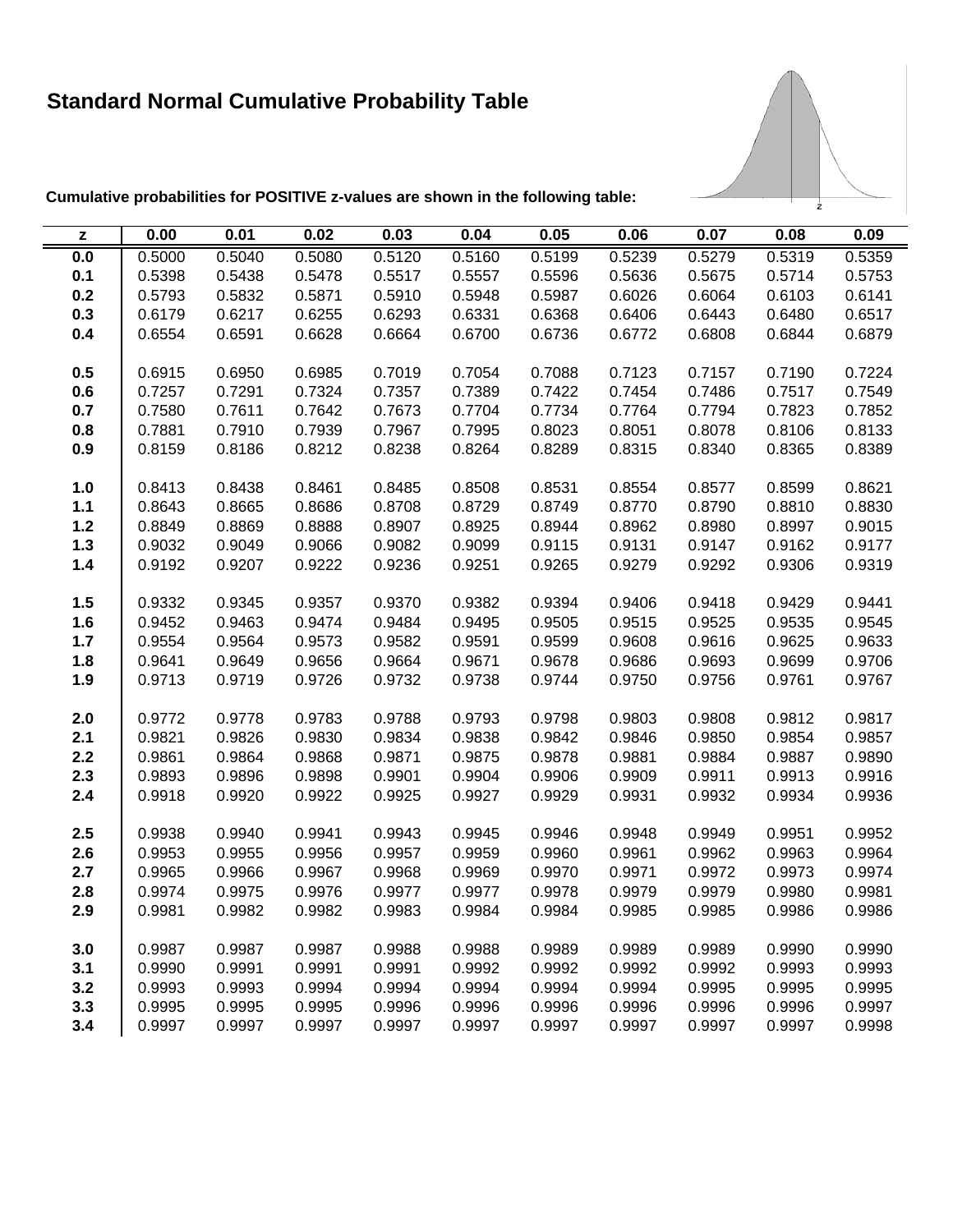## Standard Normal Cumulative Probability Table

z

**Cumulative probabilities for POSITIVE z-values are shown in the following table:**

| z | 0.00 | 0.01 | 0.02 | 0.03 | 0.04 | 0.05 | 0.06 | 0.07 | 0.08 | 0.09 |
|---|---|---|---|---|---|---|---|---|---|---|
| **0.0** | 0.5000 | 0.5040 | 0.5080 | 0.5120 | 0.5160 | 0.5199 | 0.5239 | 0.5279 | 0.5319 | 0.5359 |
| **0.1** | 0.5398 | 0.5438 | 0.5478 | 0.5517 | 0.5557 | 0.5596 | 0.5636 | 0.5675 | 0.5714 | 0.5753 |
| **0.2** | 0.5793 | 0.5832 | 0.5871 | 0.5910 | 0.5948 | 0.5987 | 0.6026 | 0.6064 | 0.6103 | 0.6141 |
| **0.3** | 0.6179 | 0.6217 | 0.6255 | 0.6293 | 0.6331 | 0.6368 | 0.6406 | 0.6443 | 0.6480 | 0.6517 |
| **0.4** | 0.6554 | 0.6591 | 0.6628 | 0.6664 | 0.6700 | 0.6736 | 0.6772 | 0.6808 | 0.6844 | 0.6879 |
| **0.5** | 0.6915 | 0.6950 | 0.6985 | 0.7019 | 0.7054 | 0.7088 | 0.7123 | 0.7157 | 0.7190 | 0.7224 |
| **0.6** | 0.7257 | 0.7291 | 0.7324 | 0.7357 | 0.7389 | 0.7422 | 0.7454 | 0.7486 | 0.7517 | 0.7549 |
| **0.7** | 0.7580 | 0.7611 | 0.7642 | 0.7673 | 0.7704 | 0.7734 | 0.7764 | 0.7794 | 0.7823 | 0.7852 |
| **0.8** | 0.7881 | 0.7910 | 0.7939 | 0.7967 | 0.7995 | 0.8023 | 0.8051 | 0.8078 | 0.8106 | 0.8133 |
| **0.9** | 0.8159 | 0.8186 | 0.8212 | 0.8238 | 0.8264 | 0.8289 | 0.8315 | 0.8340 | 0.8365 | 0.8389 |
| **1.0** | 0.8413 | 0.8438 | 0.8461 | 0.8485 | 0.8508 | 0.8531 | 0.8554 | 0.8577 | 0.8599 | 0.8621 |
| **1.1** | 0.8643 | 0.8665 | 0.8686 | 0.8708 | 0.8729 | 0.8749 | 0.8770 | 0.8790 | 0.8810 | 0.8830 |
| **1.2** | 0.8849 | 0.8869 | 0.8888 | 0.8907 | 0.8925 | 0.8944 | 0.8962 | 0.8980 | 0.8997 | 0.9015 |
| **1.3** | 0.9032 | 0.9049 | 0.9066 | 0.9082 | 0.9099 | 0.9115 | 0.9131 | 0.9147 | 0.9162 | 0.9177 |
| **1.4** | 0.9192 | 0.9207 | 0.9222 | 0.9236 | 0.9251 | 0.9265 | 0.9279 | 0.9292 | 0.9306 | 0.9319 |
| **1.5** | 0.9332 | 0.9345 | 0.9357 | 0.9370 | 0.9382 | 0.9394 | 0.9406 | 0.9418 | 0.9429 | 0.9441 |
| **1.6** | 0.9452 | 0.9463 | 0.9474 | 0.9484 | 0.9495 | 0.9505 | 0.9515 | 0.9525 | 0.9535 | 0.9545 |
| **1.7** | 0.9554 | 0.9564 | 0.9573 | 0.9582 | 0.9591 | 0.9599 | 0.9608 | 0.9616 | 0.9625 | 0.9633 |
| **1.8** | 0.9641 | 0.9649 | 0.9656 | 0.9664 | 0.9671 | 0.9678 | 0.9686 | 0.9693 | 0.9699 | 0.9706 |
| **1.9** | 0.9713 | 0.9719 | 0.9726 | 0.9732 | 0.9738 | 0.9744 | 0.9750 | 0.9756 | 0.9761 | 0.9767 |
| **2.0** | 0.9772 | 0.9778 | 0.9783 | 0.9788 | 0.9793 | 0.9798 | 0.9803 | 0.9808 | 0.9812 | 0.9817 |
| **2.1** | 0.9821 | 0.9826 | 0.9830 | 0.9834 | 0.9838 | 0.9842 | 0.9846 | 0.9850 | 0.9854 | 0.9857 |
| **2.2** | 0.9861 | 0.9864 | 0.9868 | 0.9871 | 0.9875 | 0.9878 | 0.9881 | 0.9884 | 0.9887 | 0.9890 |
| **2.3** | 0.9893 | 0.9896 | 0.9898 | 0.9901 | 0.9904 | 0.9906 | 0.9909 | 0.9911 | 0.9913 | 0.9916 |
| **2.4** | 0.9918 | 0.9920 | 0.9922 | 0.9925 | 0.9927 | 0.9929 | 0.9931 | 0.9932 | 0.9934 | 0.9936 |
| **2.5** | 0.9938 | 0.9940 | 0.9941 | 0.9943 | 0.9945 | 0.9946 | 0.9948 | 0.9949 | 0.9951 | 0.9952 |
| **2.6** | 0.9953 | 0.9955 | 0.9956 | 0.9957 | 0.9959 | 0.9960 | 0.9961 | 0.9962 | 0.9963 | 0.9964 |
| **2.7** | 0.9965 | 0.9966 | 0.9967 | 0.9968 | 0.9969 | 0.9970 | 0.9971 | 0.9972 | 0.9973 | 0.9974 |
| **2.8** | 0.9974 | 0.9975 | 0.9976 | 0.9977 | 0.9977 | 0.9978 | 0.9979 | 0.9979 | 0.9980 | 0.9981 |
| **2.9** | 0.9981 | 0.9982 | 0.9982 | 0.9983 | 0.9984 | 0.9984 | 0.9985 | 0.9985 | 0.9986 | 0.9986 |
| **3.0** | 0.9987 | 0.9987 | 0.9987 | 0.9988 | 0.9988 | 0.9989 | 0.9989 | 0.9989 | 0.9990 | 0.9990 |
| **3.1** | 0.9990 | 0.9991 | 0.9991 | 0.9991 | 0.9992 | 0.9992 | 0.9992 | 0.9992 | 0.9993 | 0.9993 |
| **3.2** | 0.9993 | 0.9993 | 0.9994 | 0.9994 | 0.9994 | 0.9994 | 0.9994 | 0.9995 | 0.9995 | 0.9995 |
| **3.3** | 0.9995 | 0.9995 | 0.9995 | 0.9996 | 0.9996 | 0.9996 | 0.9996 | 0.9996 | 0.9996 | 0.9997 |
| **3.4** | 0.9997 | 0.9997 | 0.9997 | 0.9997 | 0.9997 | 0.9997 | 0.9997 | 0.9997 | 0.9997 | 0.9998 |